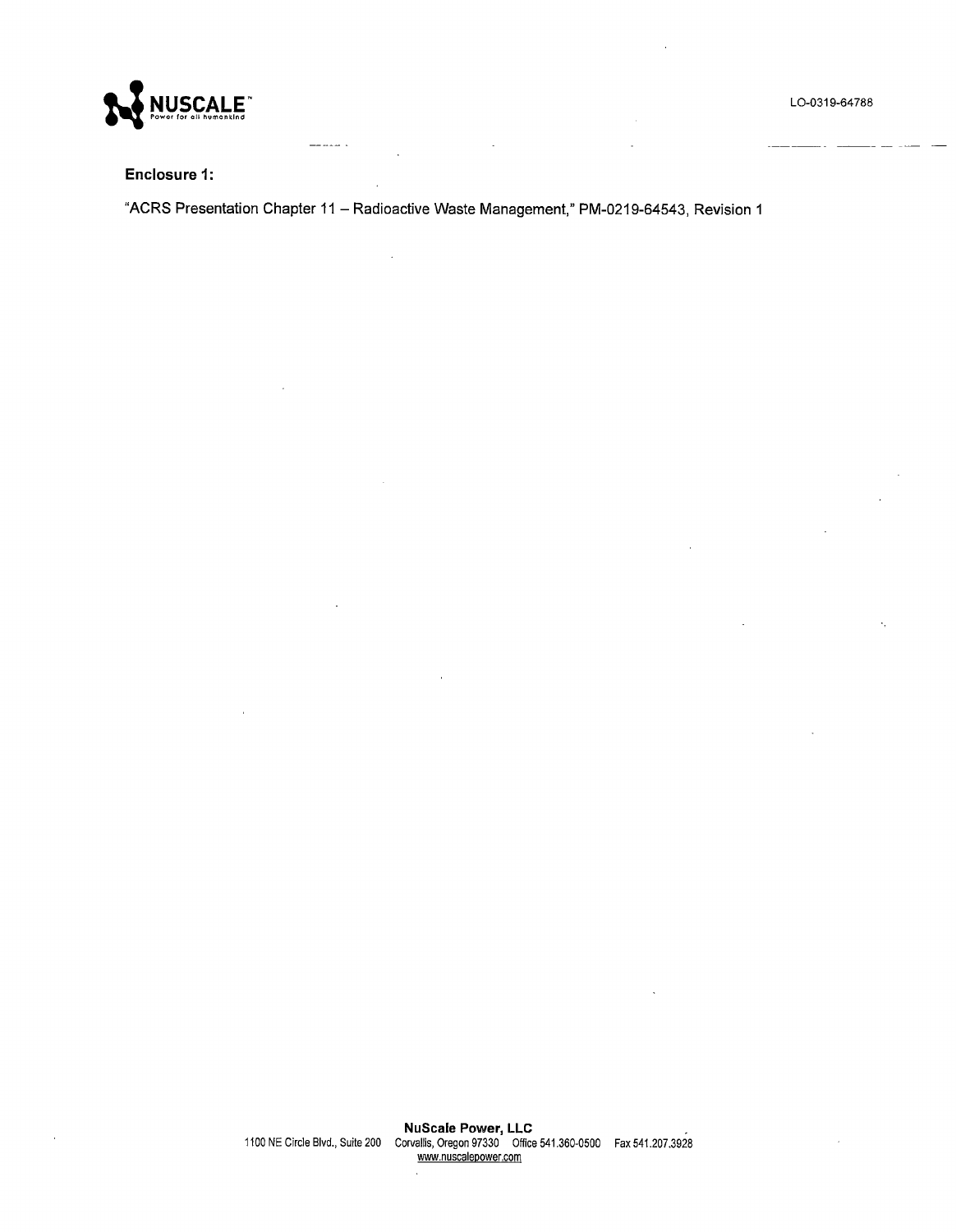**Enclosure 1:**

"ACRS Presentation Chapter 11 – Radioactive Waste Management," PM-0219-64543, Revision 1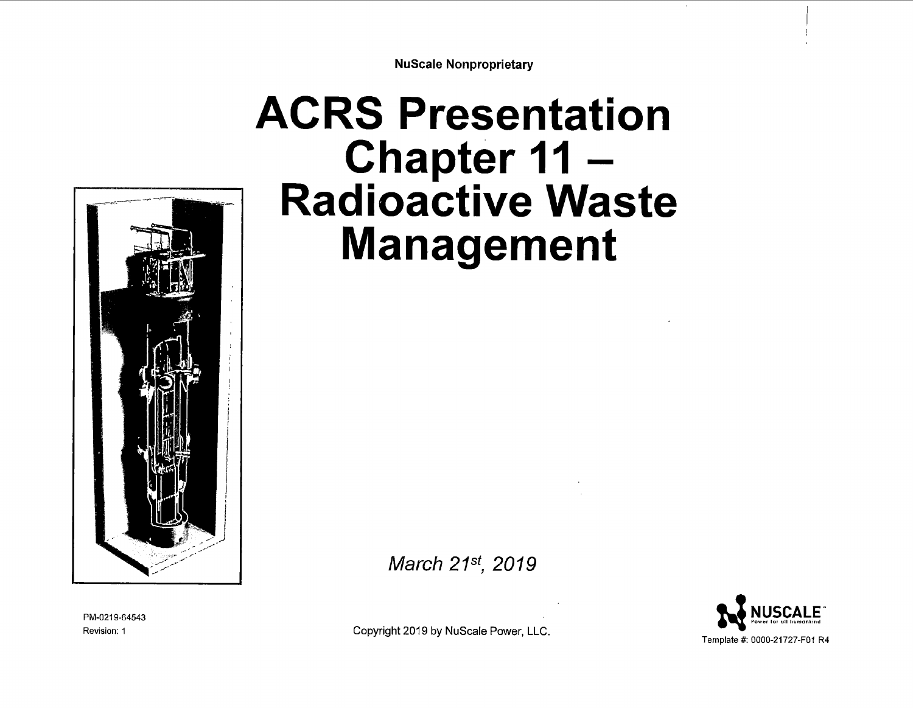NuScale Nonproprietary

# ACRS Presentation Chapter 11 – Radioactive Waste Management

*March 21st, 2019*

PM-0219-64543
Revision: 1

Copyright 2019 by NuScale Power, LLC.

Template #: 0000-21727-F01 R4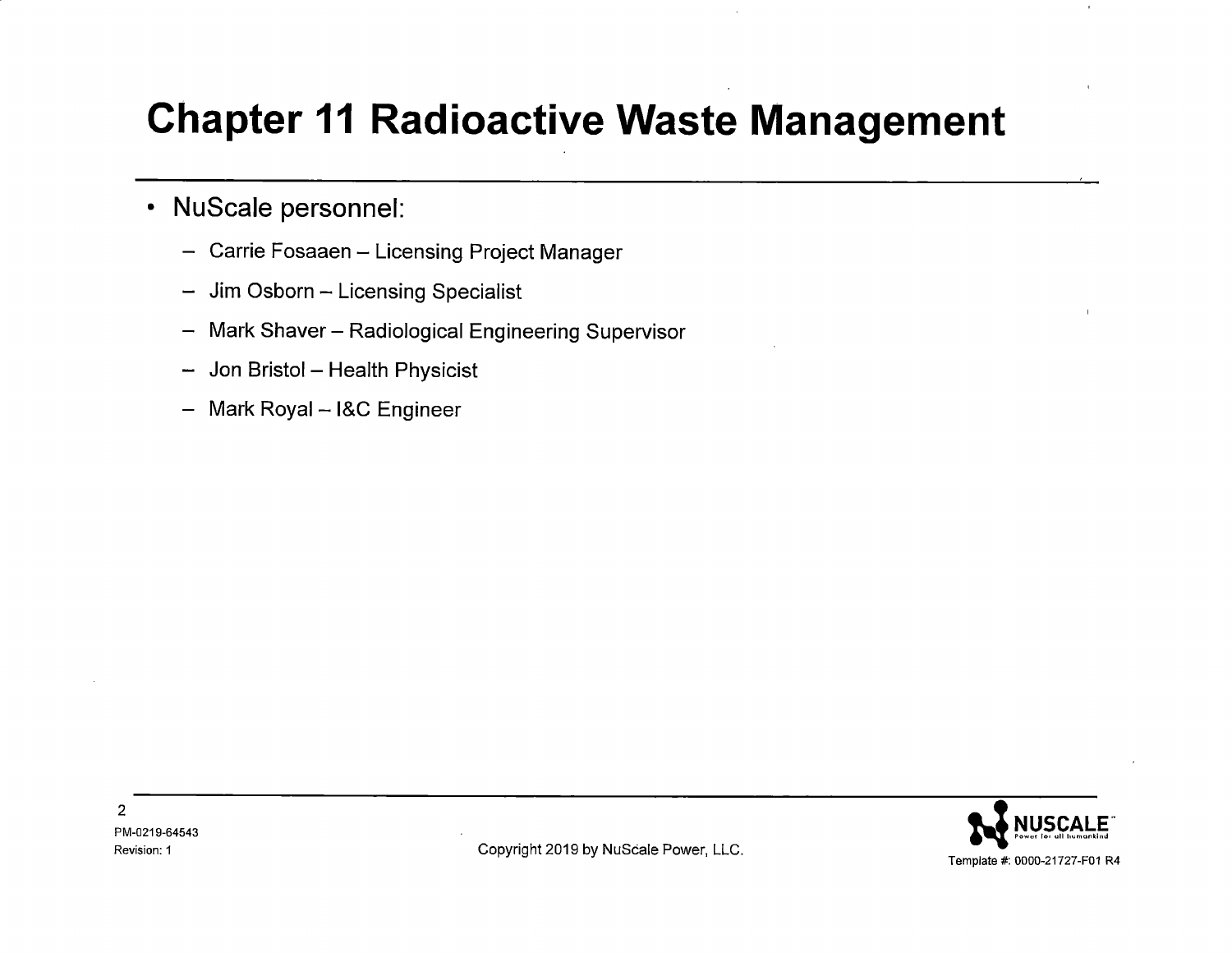# Chapter 11 Radioactive Waste Management

- NuScale personnel:
  - Carrie Fosaaen – Licensing Project Manager
  - Jim Osborn – Licensing Specialist
  - Mark Shaver – Radiological Engineering Supervisor
  - Jon Bristol – Health Physicist
  - Mark Royal – I&C Engineer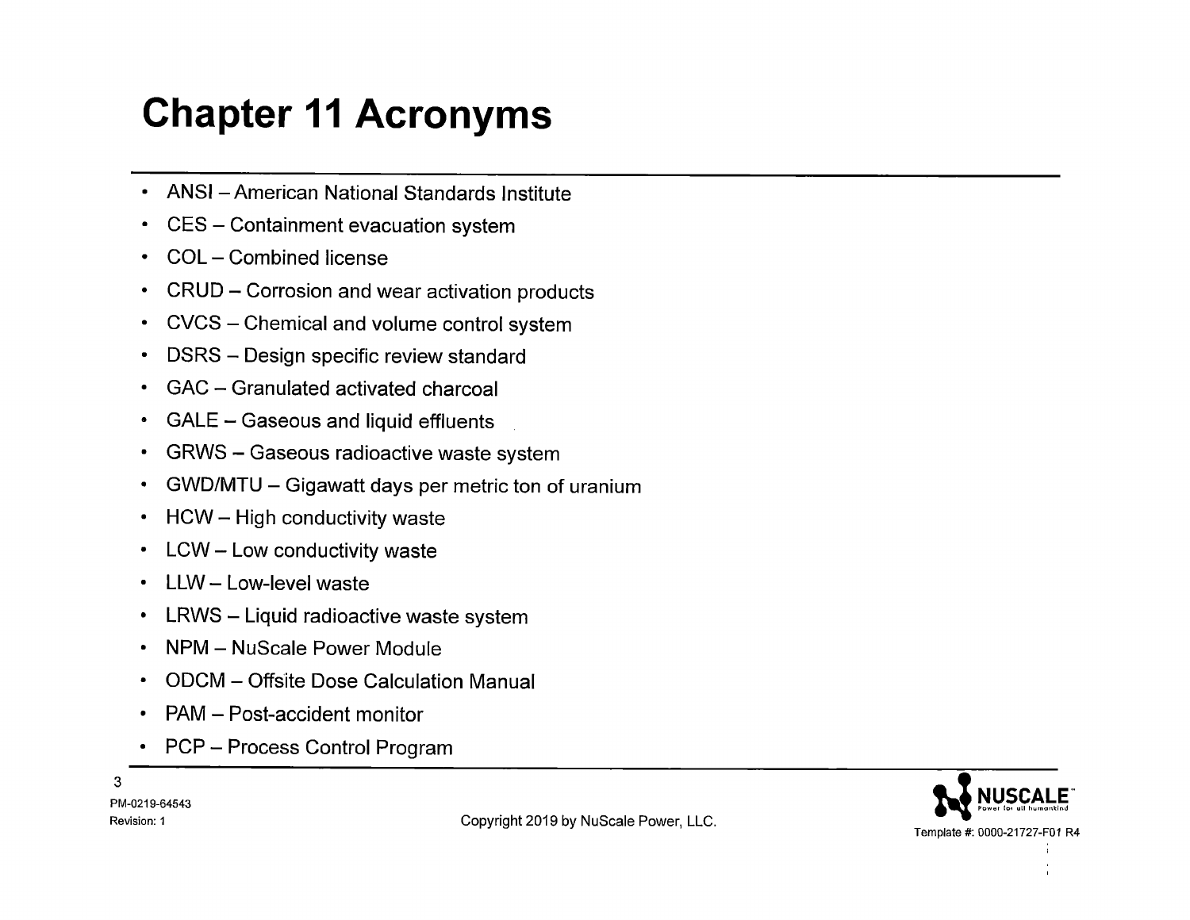# Chapter 11 Acronyms

- ANSI – American National Standards Institute
- CES – Containment evacuation system
- COL – Combined license
- CRUD – Corrosion and wear activation products
- CVCS – Chemical and volume control system
- DSRS – Design specific review standard
- GAC – Granulated activated charcoal
- GALE – Gaseous and liquid effluents
- GRWS – Gaseous radioactive waste system
- GWD/MTU – Gigawatt days per metric ton of uranium
- HCW – High conductivity waste
- LCW – Low conductivity waste
- LLW – Low-level waste
- LRWS – Liquid radioactive waste system
- NPM – NuScale Power Module
- ODCM – Offsite Dose Calculation Manual
- PAM – Post-accident monitor
- PCP – Process Control Program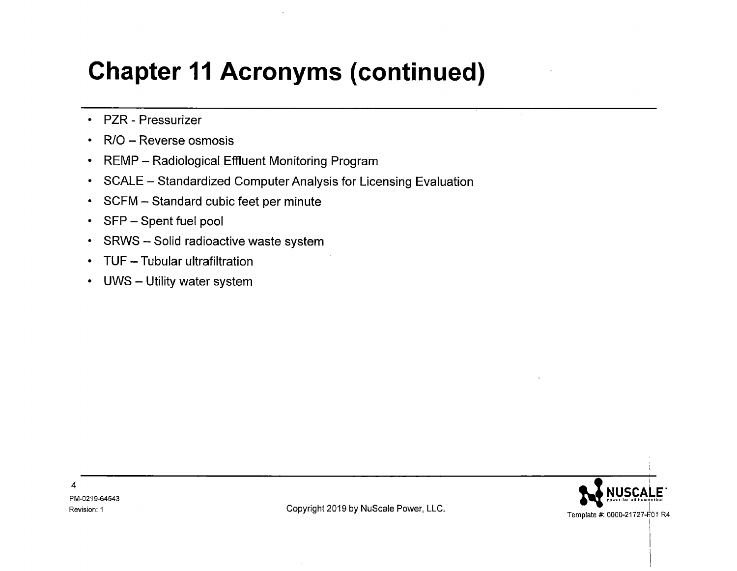# Chapter 11 Acronyms (continued)

- PZR - Pressurizer
- R/O – Reverse osmosis
- REMP – Radiological Effluent Monitoring Program
- SCALE – Standardized Computer Analysis for Licensing Evaluation
- SCFM – Standard cubic feet per minute
- SFP – Spent fuel pool
- SRWS – Solid radioactive waste system
- TUF – Tubular ultrafiltration
- UWS – Utility water system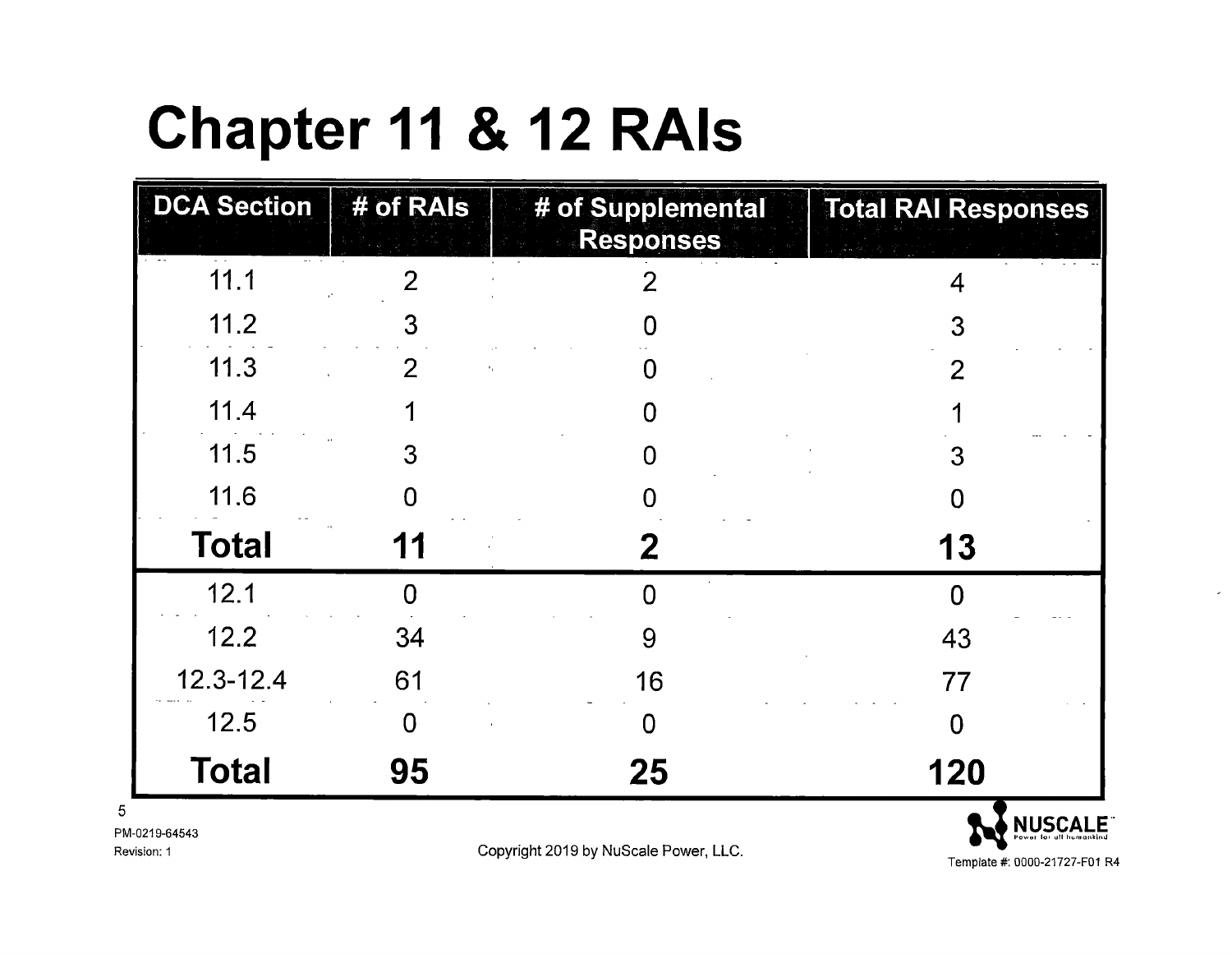# Chapter 11 & 12 RAIs

| DCA Section | # of RAIs | # of Supplemental Responses | Total RAI Responses |
|---|---|---|---|
| 11.1 | 2 | 2 | 4 |
| 11.2 | 3 | 0 | 3 |
| 11.3 | 2 | 0 | 2 |
| 11.4 | 1 | 0 | 1 |
| 11.5 | 3 | 0 | 3 |
| 11.6 | 0 | 0 | 0 |
| **Total** | **11** | **2** | **13** |
| 12.1 | 0 | 0 | 0 |
| 12.2 | 34 | 9 | 43 |
| 12.3-12.4 | 61 | 16 | 77 |
| 12.5 | 0 | 0 | 0 |
| **Total** | **95** | **25** | **120** |

PM-0219-64543
Revision: 1

Copyright 2019 by NuScale Power, LLC.

Template #: 0000-21727-F01 R4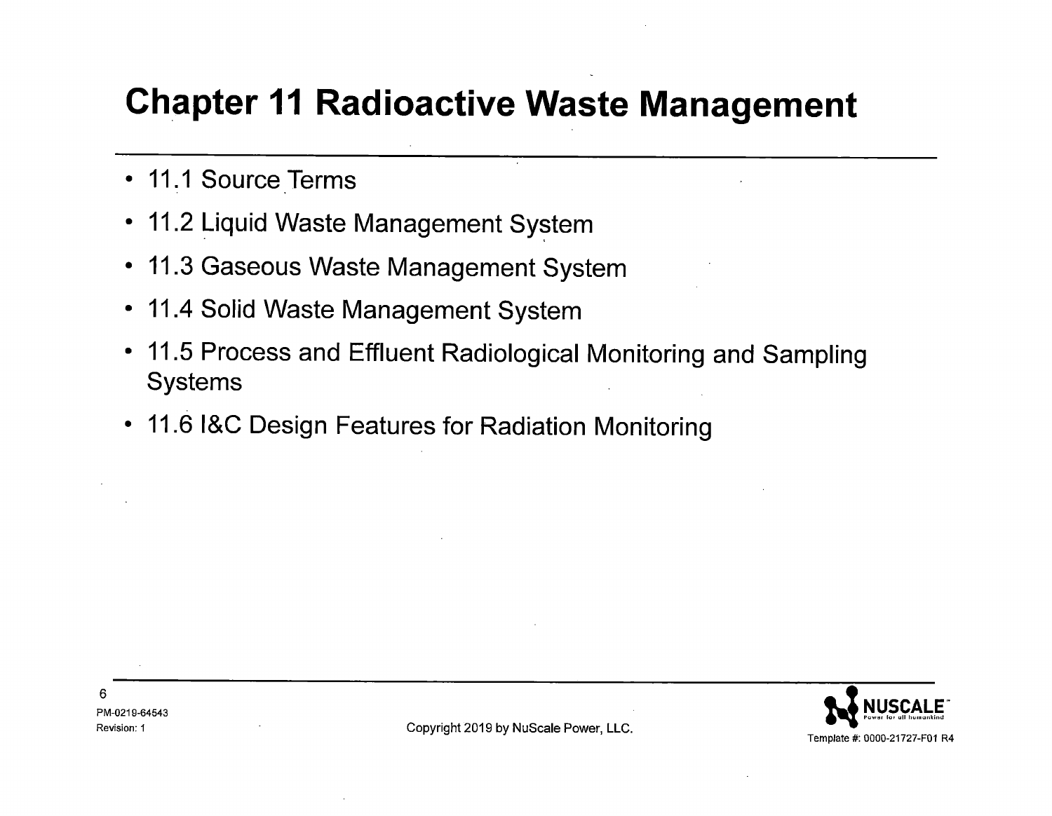# Chapter 11 Radioactive Waste Management

- 11.1 Source Terms
- 11.2 Liquid Waste Management System
- 11.3 Gaseous Waste Management System
- 11.4 Solid Waste Management System
- 11.5 Process and Effluent Radiological Monitoring and Sampling Systems
- 11.6 I&C Design Features for Radiation Monitoring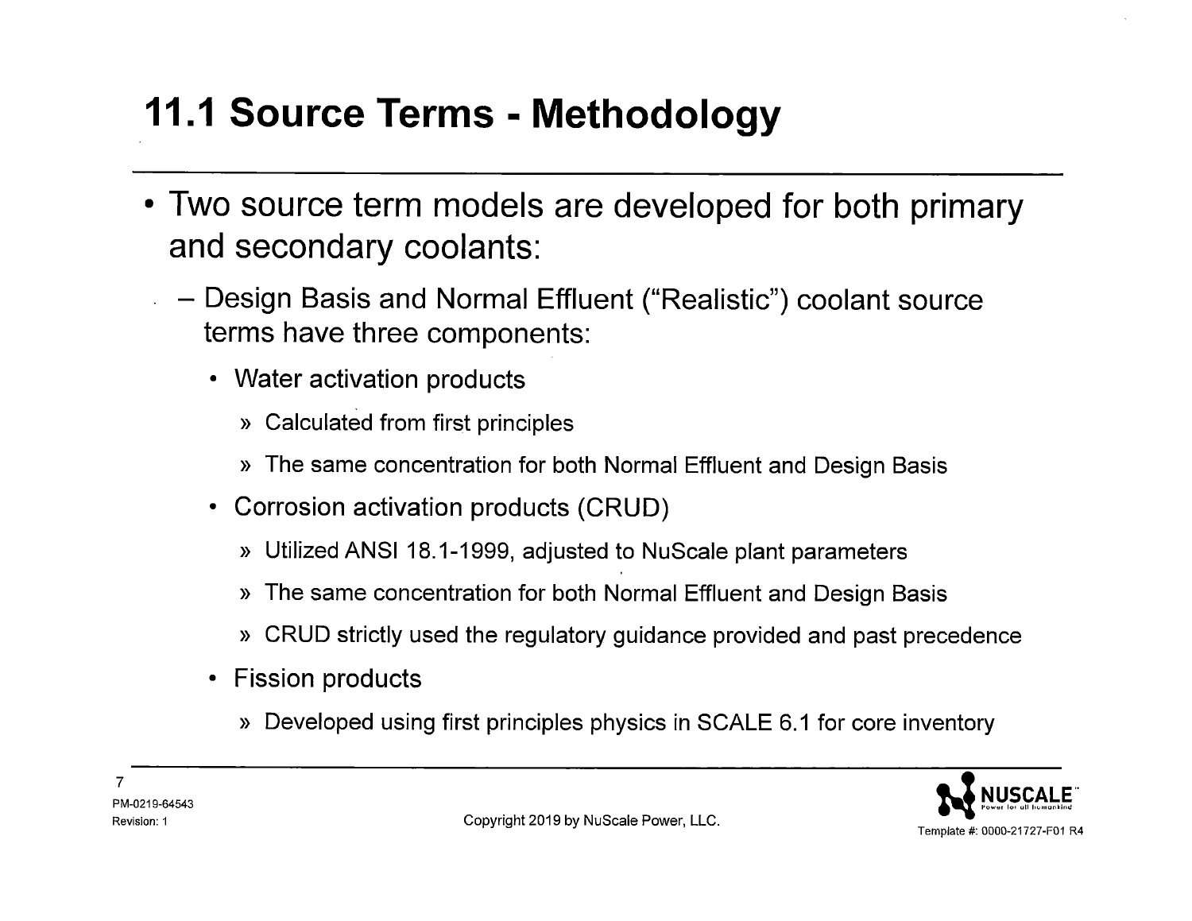# 11.1 Source Terms - Methodology

- Two source term models are developed for both primary and secondary coolants:
  - Design Basis and Normal Effluent ("Realistic") coolant source terms have three components:
    - Water activation products
      - » Calculated from first principles
      - » The same concentration for both Normal Effluent and Design Basis
    - Corrosion activation products (CRUD)
      - » Utilized ANSI 18.1-1999, adjusted to NuScale plant parameters
      - » The same concentration for both Normal Effluent and Design Basis
      - » CRUD strictly used the regulatory guidance provided and past precedence
    - Fission products
      - » Developed using first principles physics in SCALE 6.1 for core inventory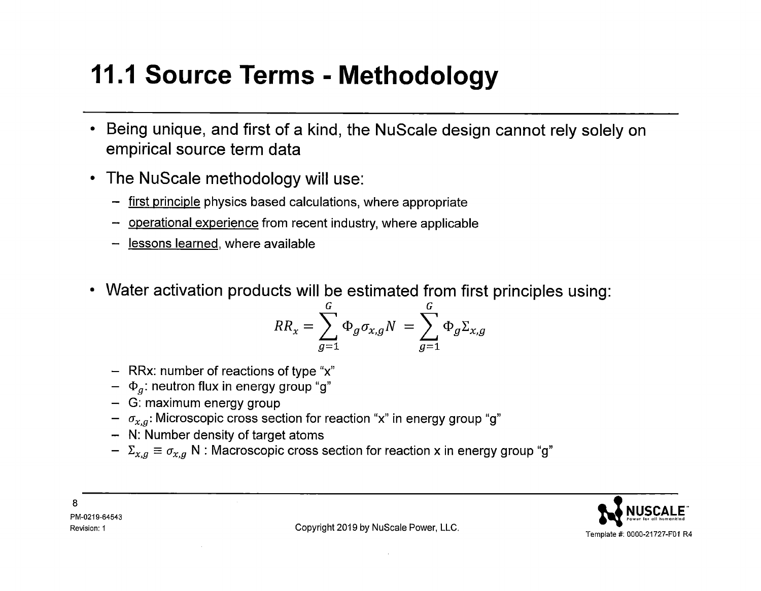# 11.1 Source Terms - Methodology

- Being unique, and first of a kind, the NuScale design cannot rely solely on empirical source term data
- The NuScale methodology will use:
  - <u>first principle</u> physics based calculations, where appropriate
  - <u>operational experience</u> from recent industry, where applicable
  - <u>lessons learned</u>, where available

- Water activation products will be estimated from first principles using:

$$RR_x = \sum_{g=1}^{G} \Phi_g \sigma_{x,g} N = \sum_{g=1}^{G} \Phi_g \Sigma_{x,g}$$

  - RRx: number of reactions of type "x"
  - $\Phi_g$: neutron flux in energy group "g"
  - G: maximum energy group
  - $\sigma_{x,g}$: Microscopic cross section for reaction "x" in energy group "g"
  - N: Number density of target atoms
  - $\Sigma_{x,g} \equiv \sigma_{x,g}$ N : Macroscopic cross section for reaction x in energy group "g"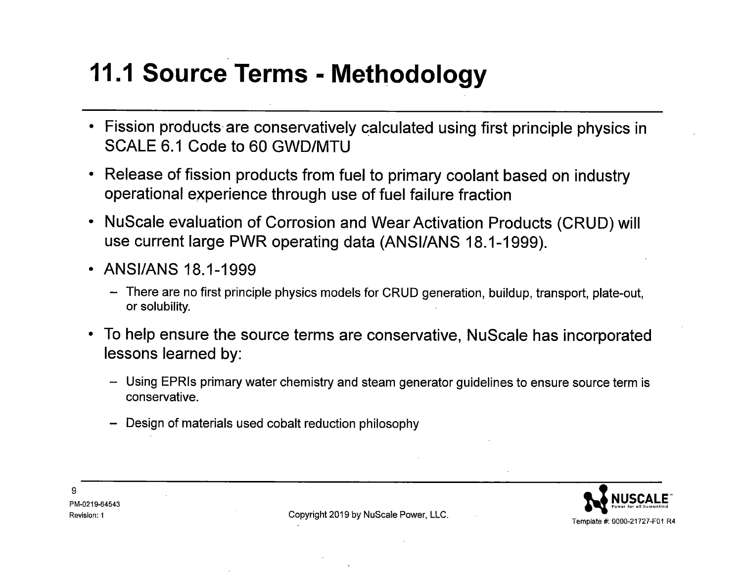# 11.1 Source Terms - Methodology

- Fission products are conservatively calculated using first principle physics in SCALE 6.1 Code to 60 GWD/MTU
- Release of fission products from fuel to primary coolant based on industry operational experience through use of fuel failure fraction
- NuScale evaluation of Corrosion and Wear Activation Products (CRUD) will use current large PWR operating data (ANSI/ANS 18.1-1999).
- ANSI/ANS 18.1-1999
  - There are no first principle physics models for CRUD generation, buildup, transport, plate-out, or solubility.
- To help ensure the source terms are conservative, NuScale has incorporated lessons learned by:
  - Using EPRIs primary water chemistry and steam generator guidelines to ensure source term is conservative.
  - Design of materials used cobalt reduction philosophy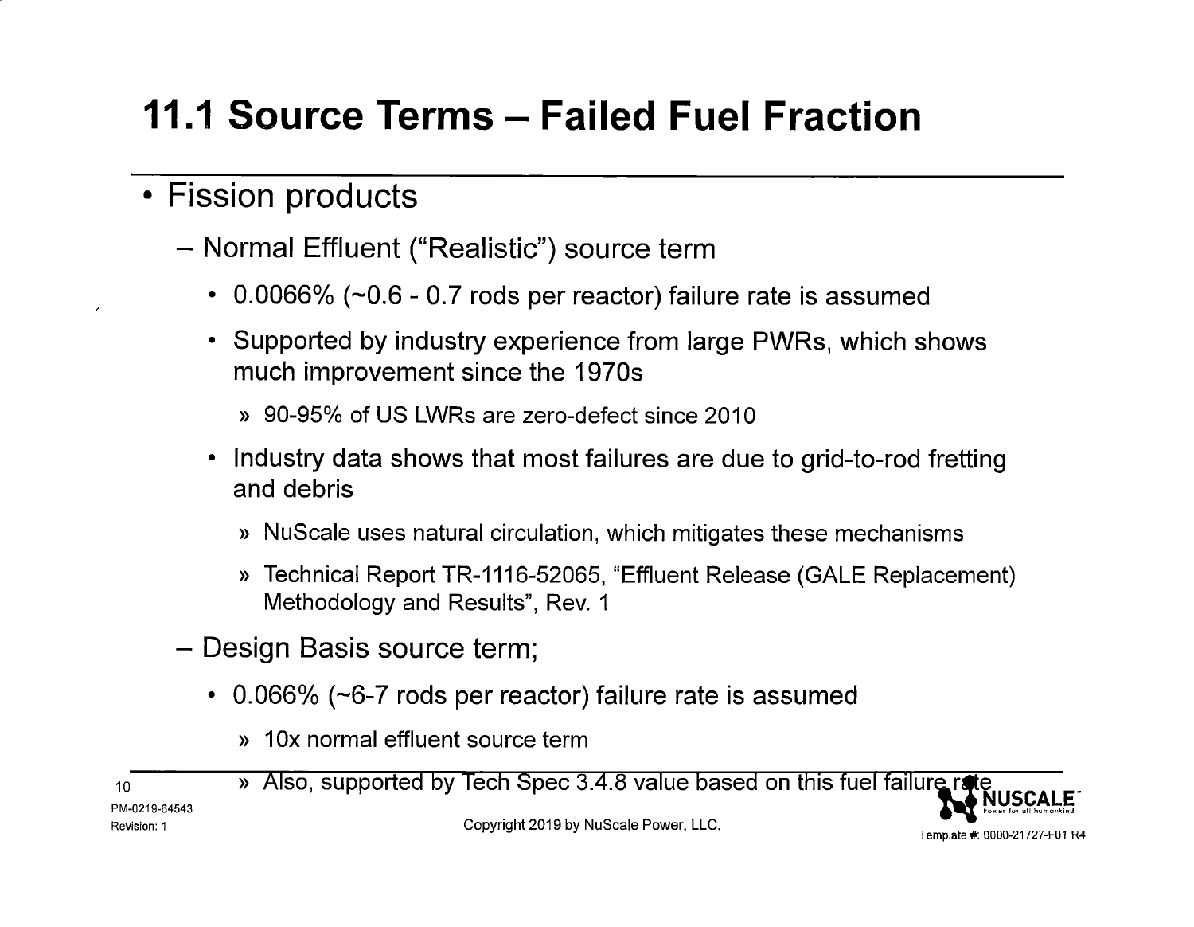# 11.1 Source Terms – Failed Fuel Fraction

- Fission products
  - Normal Effluent ("Realistic") source term
    - 0.0066% (~0.6 - 0.7 rods per reactor) failure rate is assumed
    - Supported by industry experience from large PWRs, which shows much improvement since the 1970s
      - 90-95% of US LWRs are zero-defect since 2010
    - Industry data shows that most failures are due to grid-to-rod fretting and debris
      - NuScale uses natural circulation, which mitigates these mechanisms
      - Technical Report TR-1116-52065, "Effluent Release (GALE Replacement) Methodology and Results", Rev. 1
  - Design Basis source term;
    - 0.066% (~6-7 rods per reactor) failure rate is assumed
      - 10x normal effluent source term
      - Also, supported by Tech Spec 3.4.8 value based on this fuel failure rate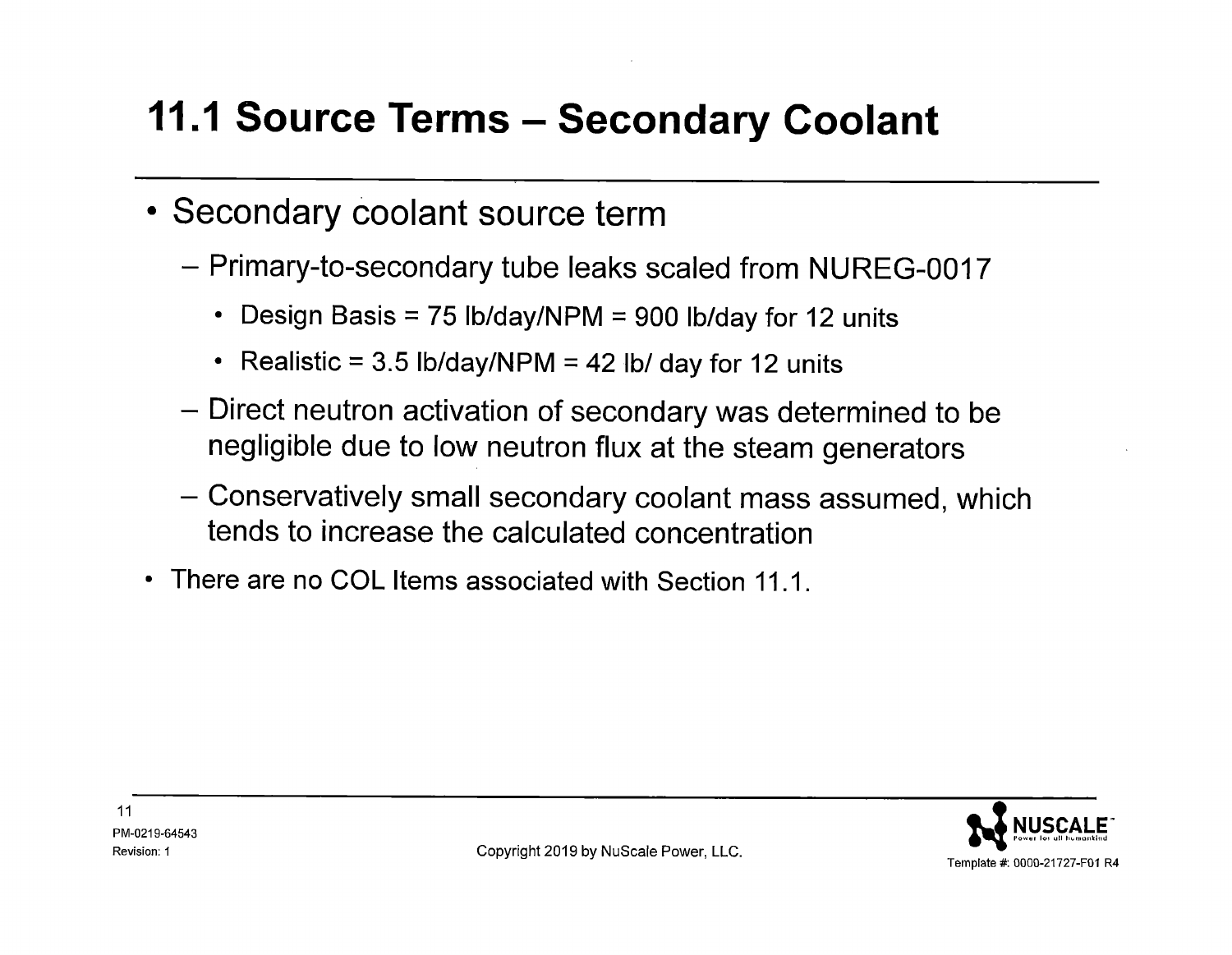# 11.1 Source Terms – Secondary Coolant

- Secondary coolant source term
  - Primary-to-secondary tube leaks scaled from NUREG-0017
    - Design Basis = 75 lb/day/NPM = 900 lb/day for 12 units
    - Realistic = 3.5 lb/day/NPM = 42 lb/ day for 12 units
  - Direct neutron activation of secondary was determined to be negligible due to low neutron flux at the steam generators
  - Conservatively small secondary coolant mass assumed, which tends to increase the calculated concentration
- There are no COL Items associated with Section 11.1.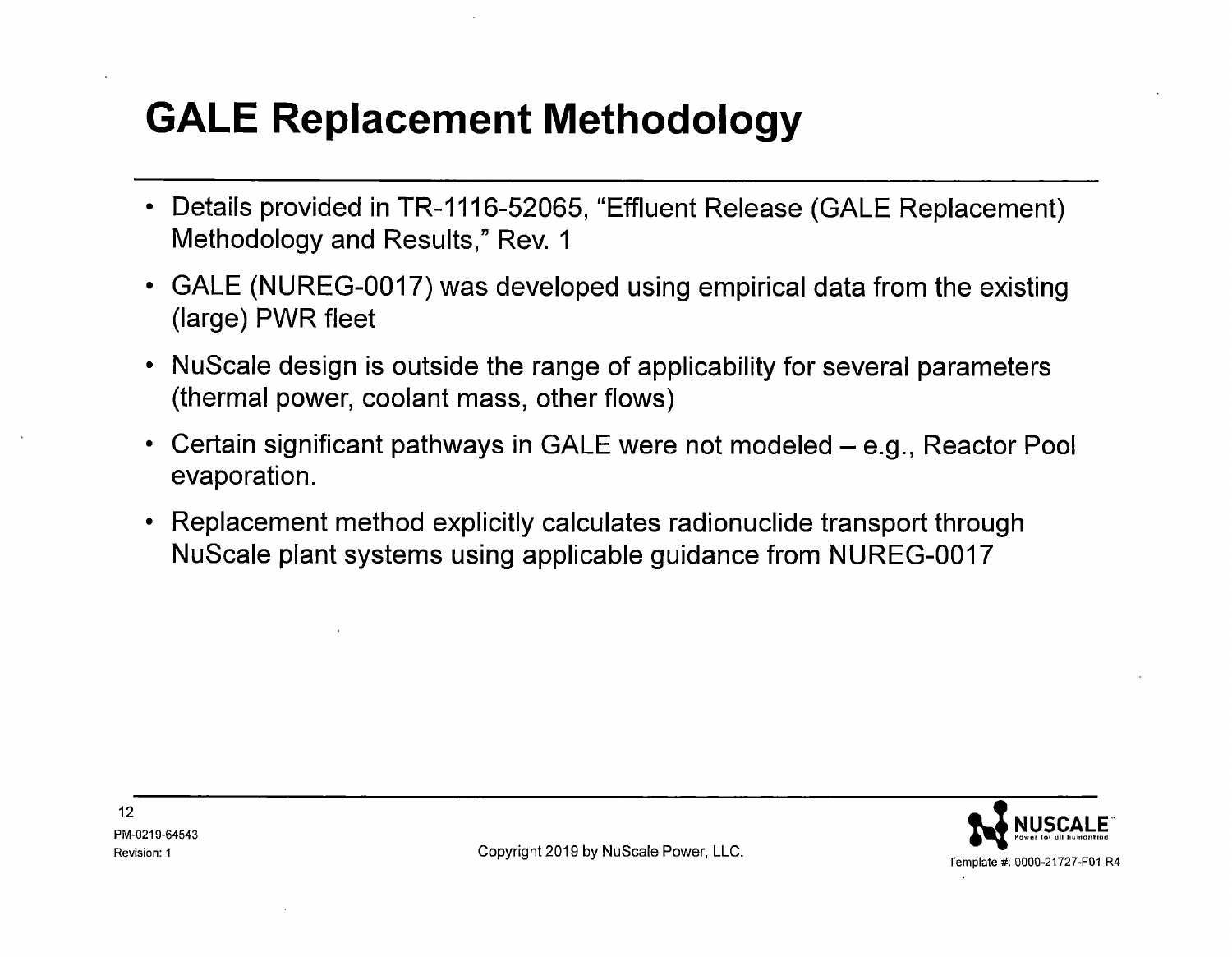# GALE Replacement Methodology

- Details provided in TR-1116-52065, “Effluent Release (GALE Replacement) Methodology and Results,” Rev. 1
- GALE (NUREG-0017) was developed using empirical data from the existing (large) PWR fleet
- NuScale design is outside the range of applicability for several parameters (thermal power, coolant mass, other flows)
- Certain significant pathways in GALE were not modeled – e.g., Reactor Pool evaporation.
- Replacement method explicitly calculates radionuclide transport through NuScale plant systems using applicable guidance from NUREG-0017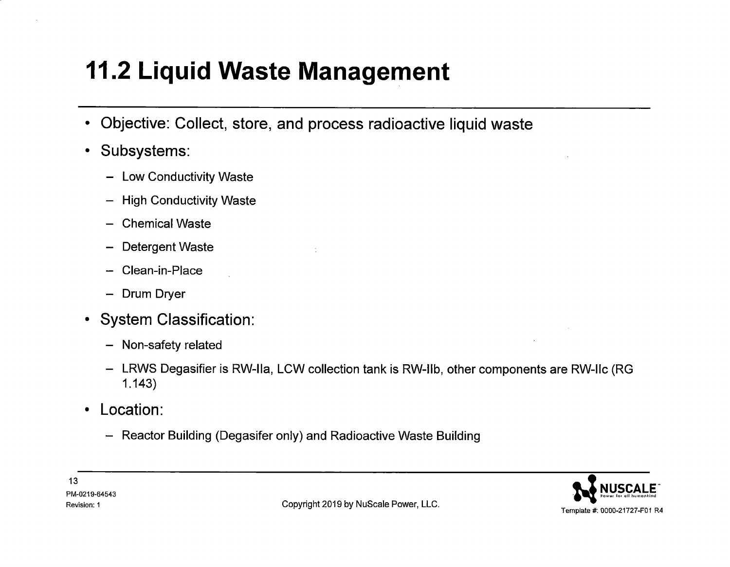# 11.2 Liquid Waste Management

- Objective: Collect, store, and process radioactive liquid waste
- Subsystems:
  - Low Conductivity Waste
  - High Conductivity Waste
  - Chemical Waste
  - Detergent Waste
  - Clean-in-Place
  - Drum Dryer
- System Classification:
  - Non-safety related
  - LRWS Degasifier is RW-IIa, LCW collection tank is RW-IIb, other components are RW-IIc (RG 1.143)
- Location:
  - Reactor Building (Degasifer only) and Radioactive Waste Building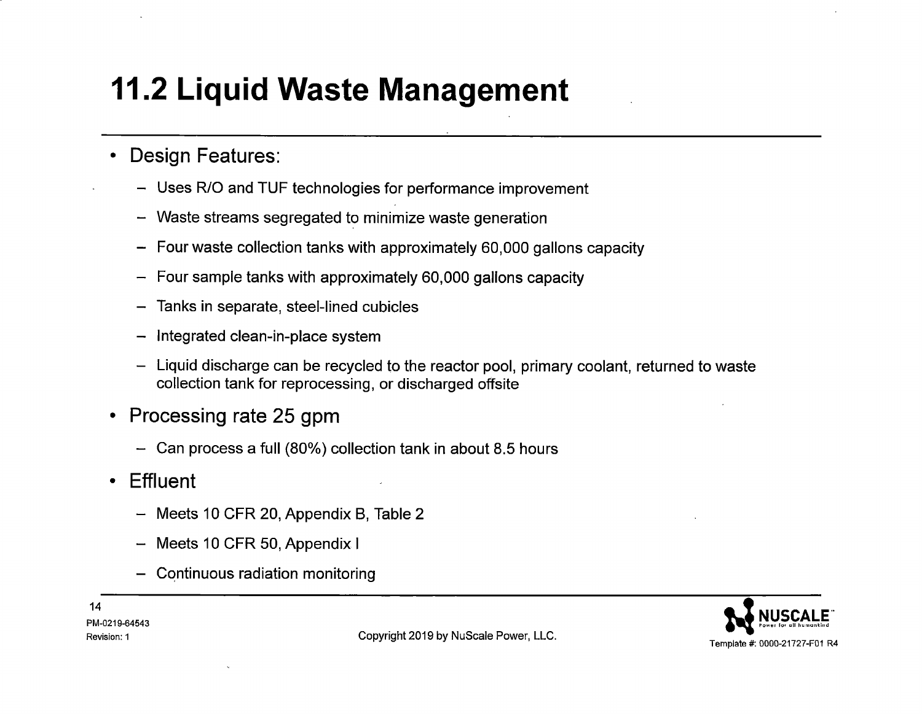# 11.2 Liquid Waste Management

- Design Features:
  - Uses R/O and TUF technologies for performance improvement
  - Waste streams segregated to minimize waste generation
  - Four waste collection tanks with approximately 60,000 gallons capacity
  - Four sample tanks with approximately 60,000 gallons capacity
  - Tanks in separate, steel-lined cubicles
  - Integrated clean-in-place system
  - Liquid discharge can be recycled to the reactor pool, primary coolant, returned to waste collection tank for reprocessing, or discharged offsite
- Processing rate 25 gpm
  - Can process a full (80%) collection tank in about 8.5 hours
- Effluent
  - Meets 10 CFR 20, Appendix B, Table 2
  - Meets 10 CFR 50, Appendix I
  - Continuous radiation monitoring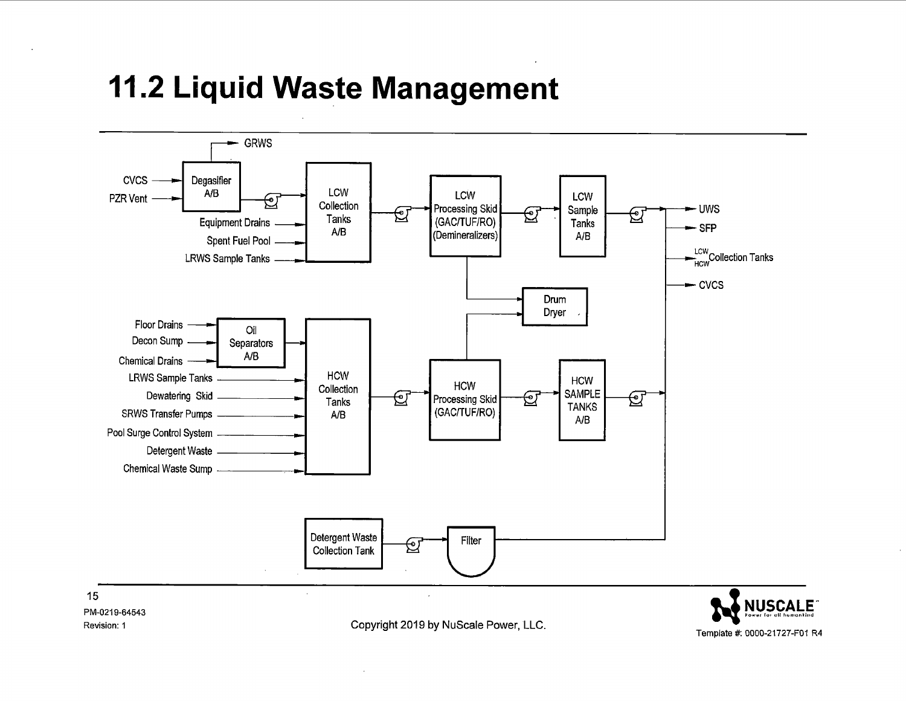# 11.2 Liquid Waste Management

GRWS

CVCS

PZR Vent

Degasifier A/B

Equipment Drains

Spent Fuel Pool

LRWS Sample Tanks

LCW Collection Tanks A/B

LCW Processing Skid (GAC/TUF/RO) (Demineralizers)

LCW Sample Tanks A/B

UWS

SFP

LCW/HCW Collection Tanks

CVCS

Drum Dryer

Floor Drains

Decon Sump

Chemical Drains

Oil Separators A/B

LRWS Sample Tanks

Dewatering Skid

SRWS Transfer Pumps

Pool Surge Control System

Detergent Waste

Chemical Waste Sump

HCW Collection Tanks A/B

HCW Processing Skid (GAC/TUF/RO)

HCW SAMPLE TANKS A/B

Detergent Waste Collection Tank

Filter

PM-0219-64543
Revision: 1

Copyright 2019 by NuScale Power, LLC.

Template #: 0000-21727-F01 R4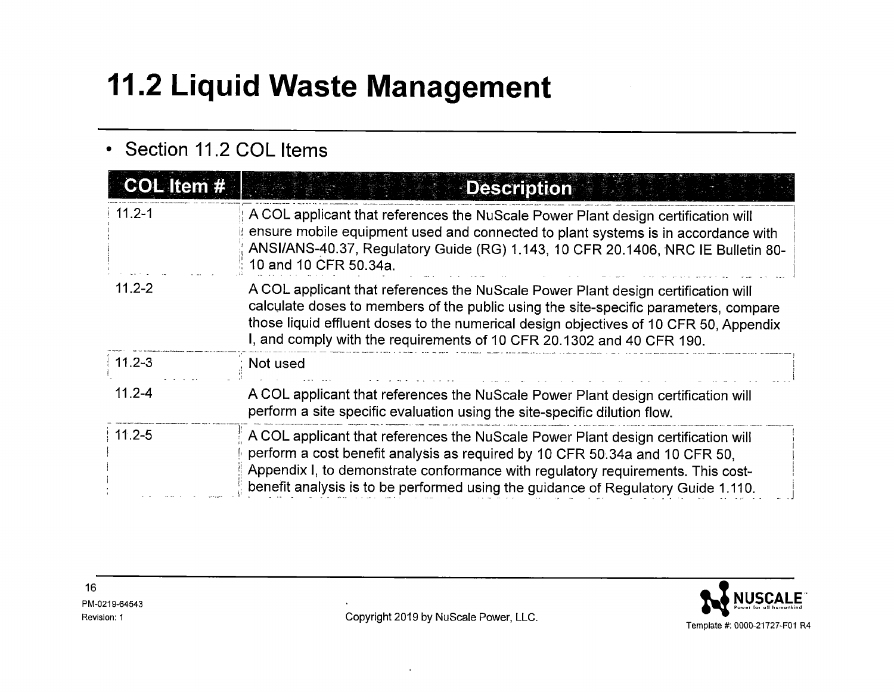# 11.2 Liquid Waste Management

- Section 11.2 COL Items

| COL Item # | Description |
|---|---|
| 11.2-1 | A COL applicant that references the NuScale Power Plant design certification will ensure mobile equipment used and connected to plant systems is in accordance with ANSI/ANS-40.37, Regulatory Guide (RG) 1.143, 10 CFR 20.1406, NRC IE Bulletin 80-10 and 10 CFR 50.34a. |
| 11.2-2 | A COL applicant that references the NuScale Power Plant design certification will calculate doses to members of the public using the site-specific parameters, compare those liquid effluent doses to the numerical design objectives of 10 CFR 50, Appendix I, and comply with the requirements of 10 CFR 20.1302 and 40 CFR 190. |
| 11.2-3 | Not used |
| 11.2-4 | A COL applicant that references the NuScale Power Plant design certification will perform a site specific evaluation using the site-specific dilution flow. |
| 11.2-5 | A COL applicant that references the NuScale Power Plant design certification will perform a cost benefit analysis as required by 10 CFR 50.34a and 10 CFR 50, Appendix I, to demonstrate conformance with regulatory requirements. This cost-benefit analysis is to be performed using the guidance of Regulatory Guide 1.110. |

PM-0219-64543
Revision: 1

Copyright 2019 by NuScale Power, LLC.

Template #: 0000-21727-F01 R4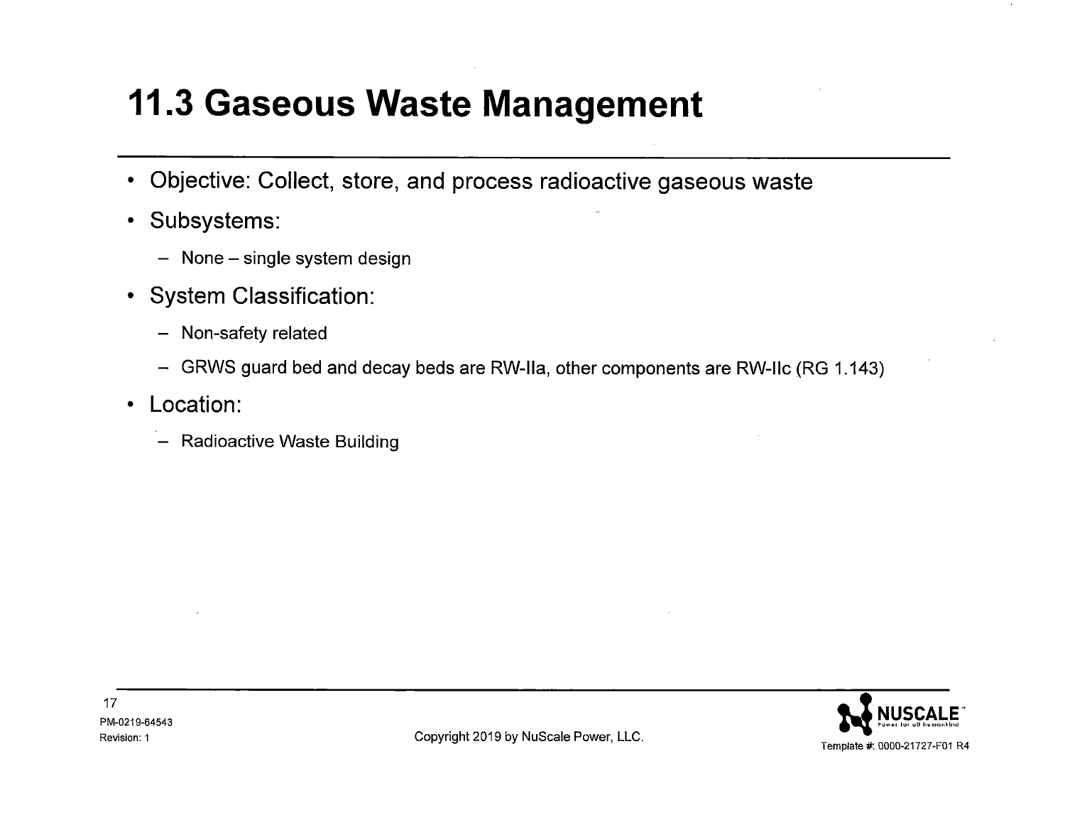# 11.3 Gaseous Waste Management

- Objective: Collect, store, and process radioactive gaseous waste
- Subsystems:
  - None – single system design
- System Classification:
  - Non-safety related
  - GRWS guard bed and decay beds are RW-IIa, other components are RW-IIc (RG 1.143)
- Location:
  - Radioactive Waste Building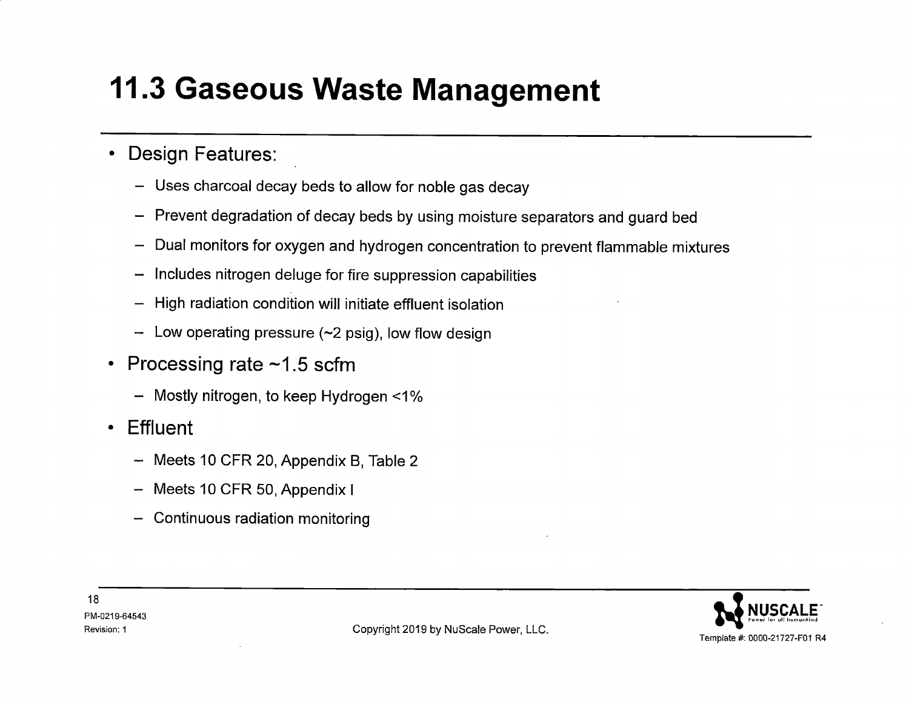# 11.3 Gaseous Waste Management

- Design Features:
  - Uses charcoal decay beds to allow for noble gas decay
  - Prevent degradation of decay beds by using moisture separators and guard bed
  - Dual monitors for oxygen and hydrogen concentration to prevent flammable mixtures
  - Includes nitrogen deluge for fire suppression capabilities
  - High radiation condition will initiate effluent isolation
  - Low operating pressure (~2 psig), low flow design
- Processing rate ~1.5 scfm
  - Mostly nitrogen, to keep Hydrogen <1%
- Effluent
  - Meets 10 CFR 20, Appendix B, Table 2
  - Meets 10 CFR 50, Appendix I
  - Continuous radiation monitoring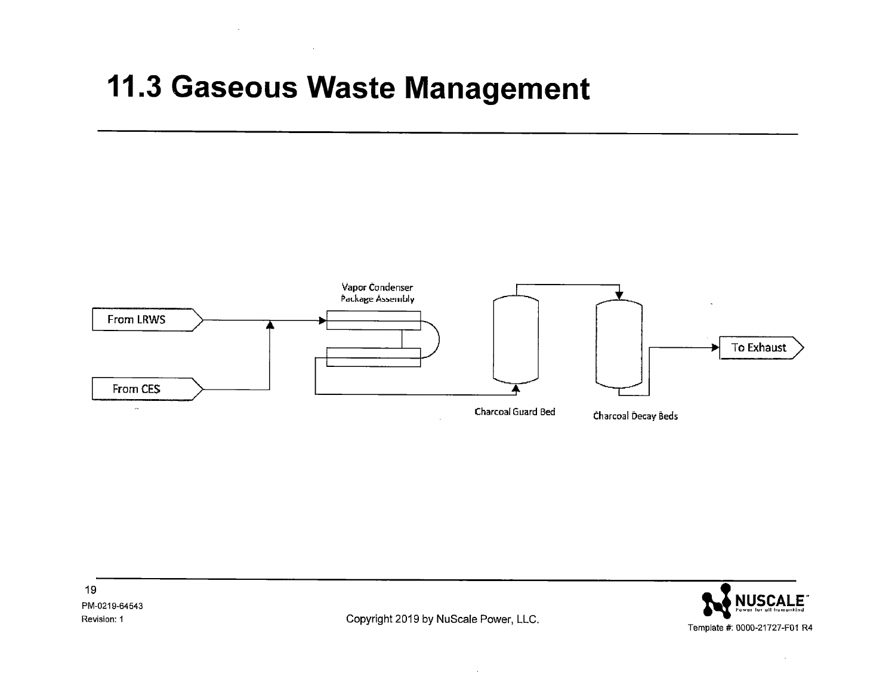# 11.3 Gaseous Waste Management

From LRWS

From CES

Vapor Condenser Package Assembly

Charcoal Guard Bed

Charcoal Decay Beds

To Exhaust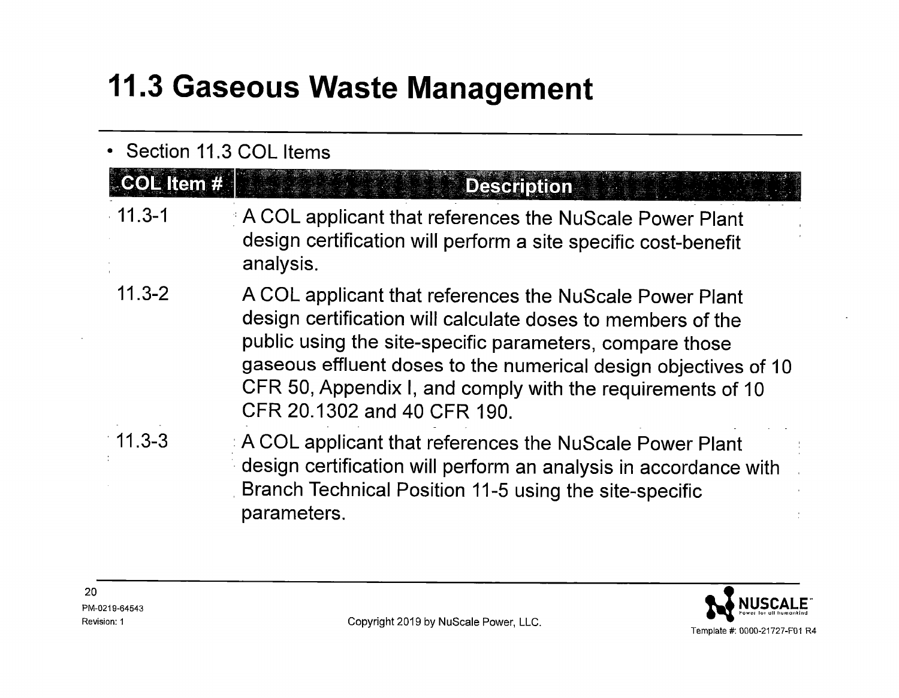# 11.3 Gaseous Waste Management

- Section 11.3 COL Items

| COL Item # | Description |
|---|---|
| 11.3-1 | A COL applicant that references the NuScale Power Plant design certification will perform a site specific cost-benefit analysis. |
| 11.3-2 | A COL applicant that references the NuScale Power Plant design certification will calculate doses to members of the public using the site-specific parameters, compare those gaseous effluent doses to the numerical design objectives of 10 CFR 50, Appendix I, and comply with the requirements of 10 CFR 20.1302 and 40 CFR 190. |
| 11.3-3 | A COL applicant that references the NuScale Power Plant design certification will perform an analysis in accordance with Branch Technical Position 11-5 using the site-specific parameters. |

PM-0219-64543
Revision: 1

Copyright 2019 by NuScale Power, LLC.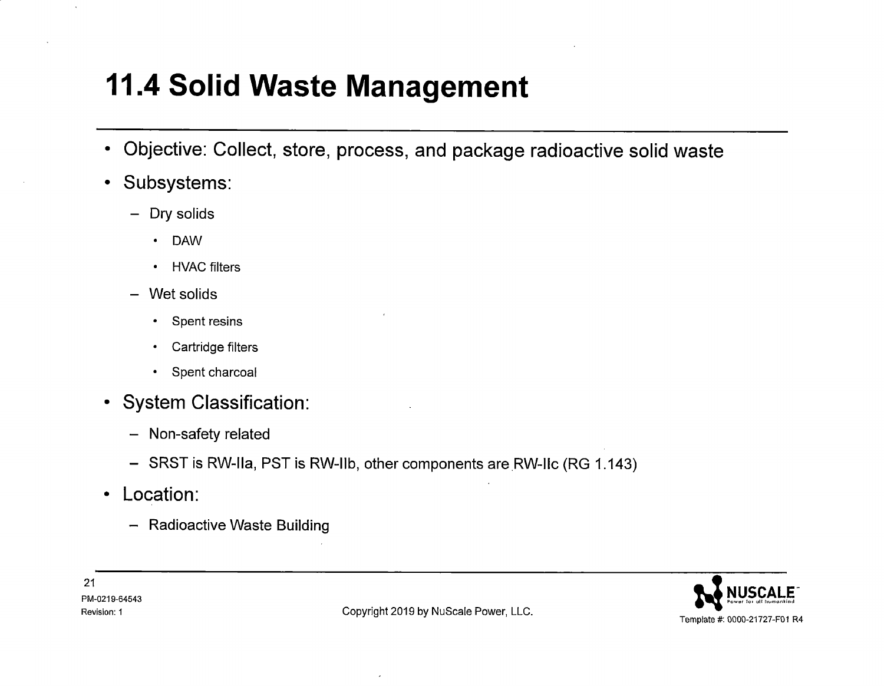# 11.4 Solid Waste Management

- Objective: Collect, store, process, and package radioactive solid waste
- Subsystems:
  - Dry solids
    - DAW
    - HVAC filters
  - Wet solids
    - Spent resins
    - Cartridge filters
    - Spent charcoal
- System Classification:
  - Non-safety related
  - SRST is RW-IIa, PST is RW-IIb, other components are RW-IIc (RG 1.143)
- Location:
  - Radioactive Waste Building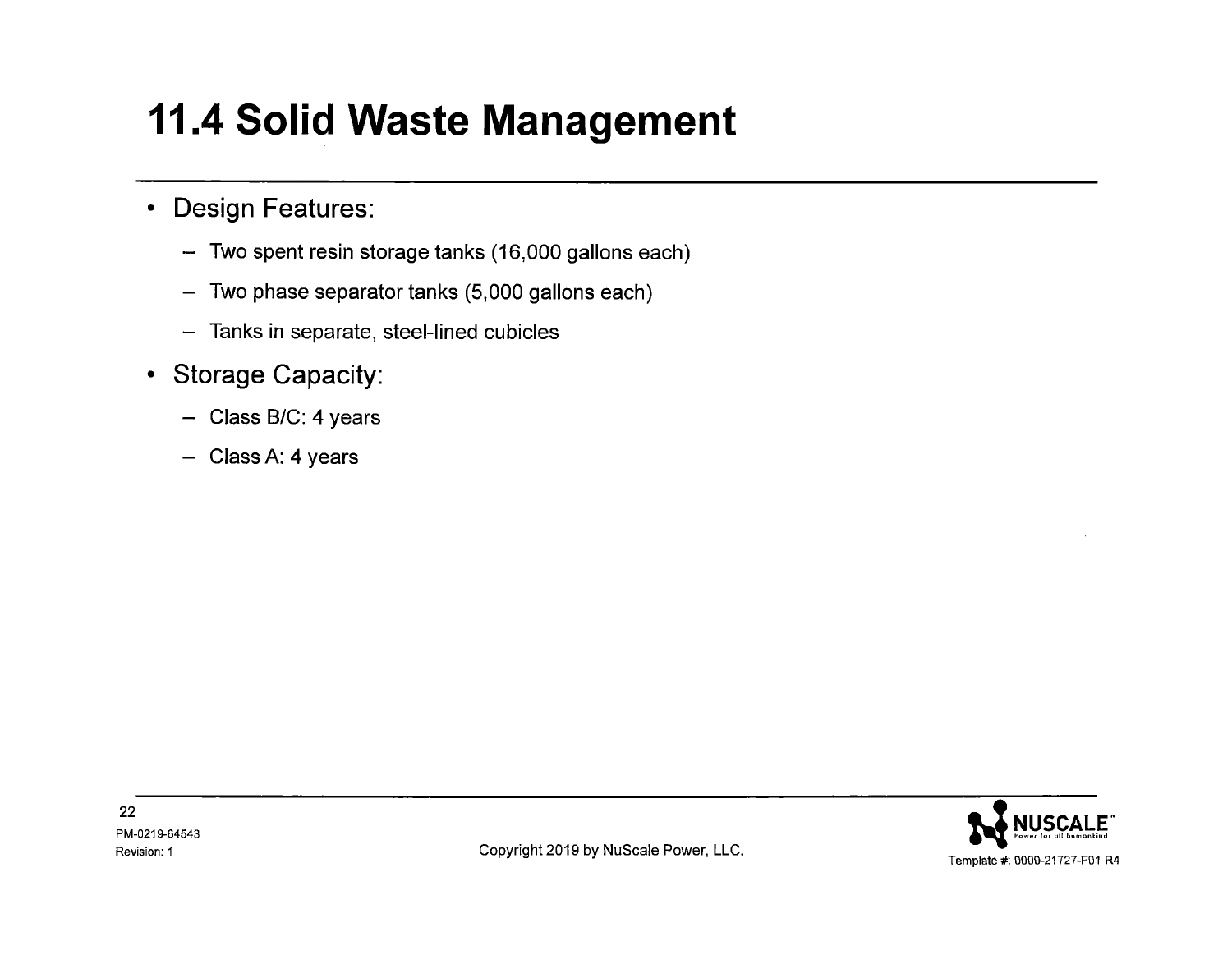# 11.4 Solid Waste Management

- Design Features:
  - Two spent resin storage tanks (16,000 gallons each)
  - Two phase separator tanks (5,000 gallons each)
  - Tanks in separate, steel-lined cubicles
- Storage Capacity:
  - Class B/C: 4 years
  - Class A: 4 years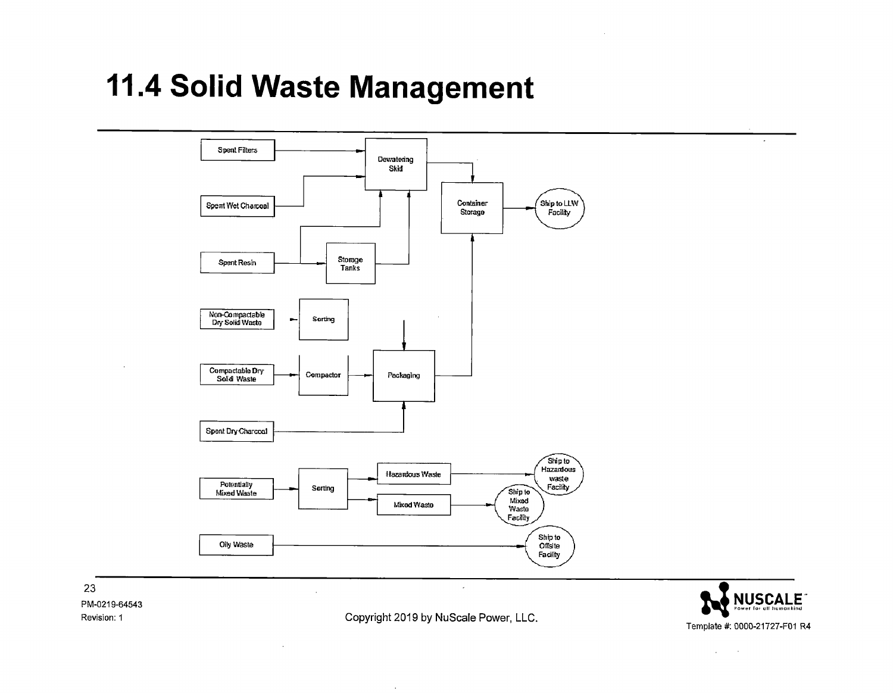# 11.4 Solid Waste Management

Spent Filters

Dewatering Skid

Spent Wet Charcoal

Container Storage

Ship to LLW Facility

Spent Resin

Storage Tanks

Non-Compactable Dry Solid Waste

Sorting

Compactable Dry Solid Waste

Compactor

Packaging

Spent Dry Charcoal

Potentially Mixed Waste

Sorting

Hazardous Waste

Ship to Hazardous waste Facility

Mixed Waste

Ship to Mixed Waste Facility

Oily Waste

Ship to Offsite Facility

PM-0219-64543
Revision: 1

Copyright 2019 by NuScale Power, LLC.

Template #: 0000-21727-F01 R4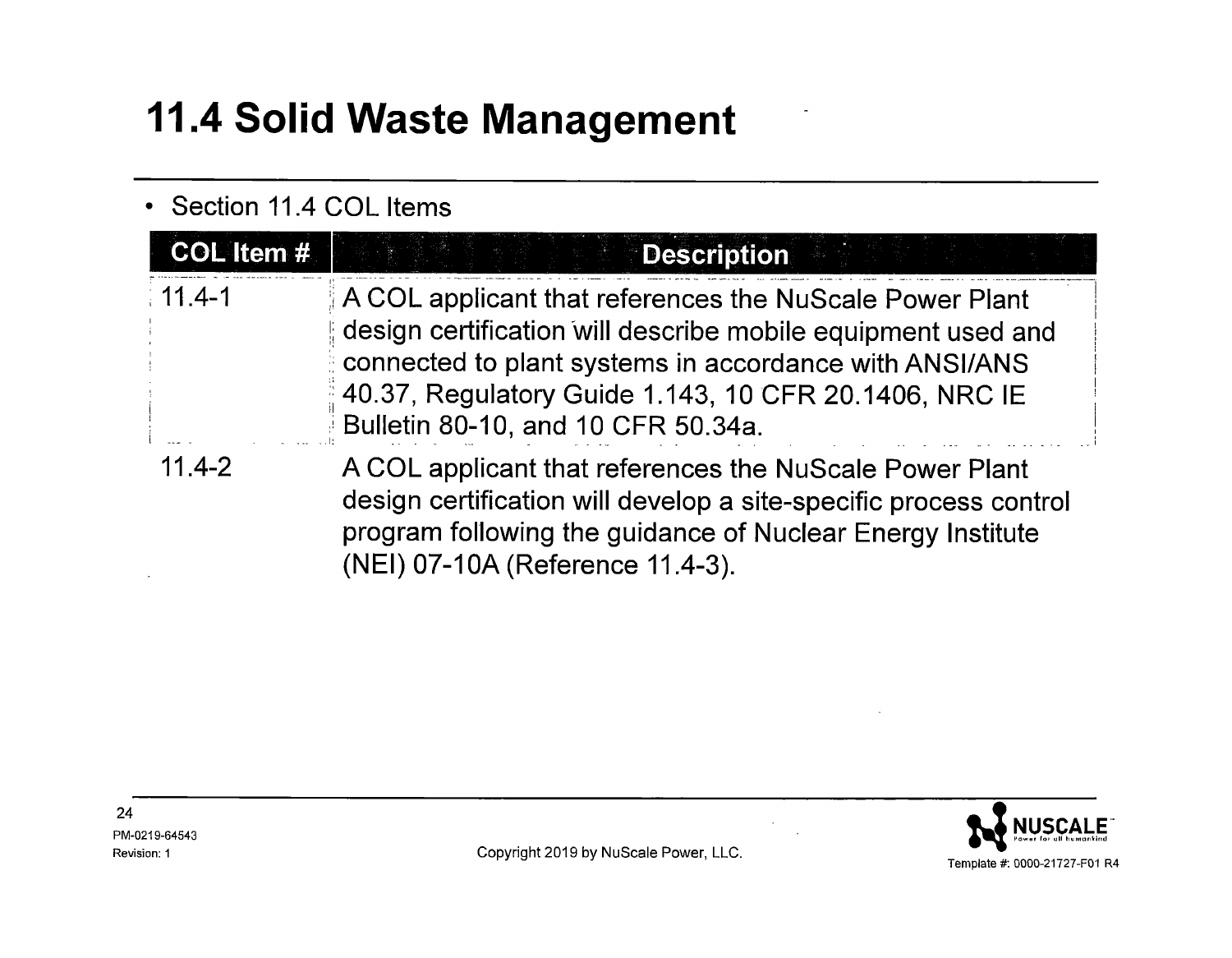# 11.4 Solid Waste Management

- Section 11.4 COL Items

| COL Item # | Description |
|---|---|
| 11.4-1 | A COL applicant that references the NuScale Power Plant design certification will describe mobile equipment used and connected to plant systems in accordance with ANSI/ANS 40.37, Regulatory Guide 1.143, 10 CFR 20.1406, NRC IE Bulletin 80-10, and 10 CFR 50.34a. |
| 11.4-2 | A COL applicant that references the NuScale Power Plant design certification will develop a site-specific process control program following the guidance of Nuclear Energy Institute (NEI) 07-10A (Reference 11.4-3). |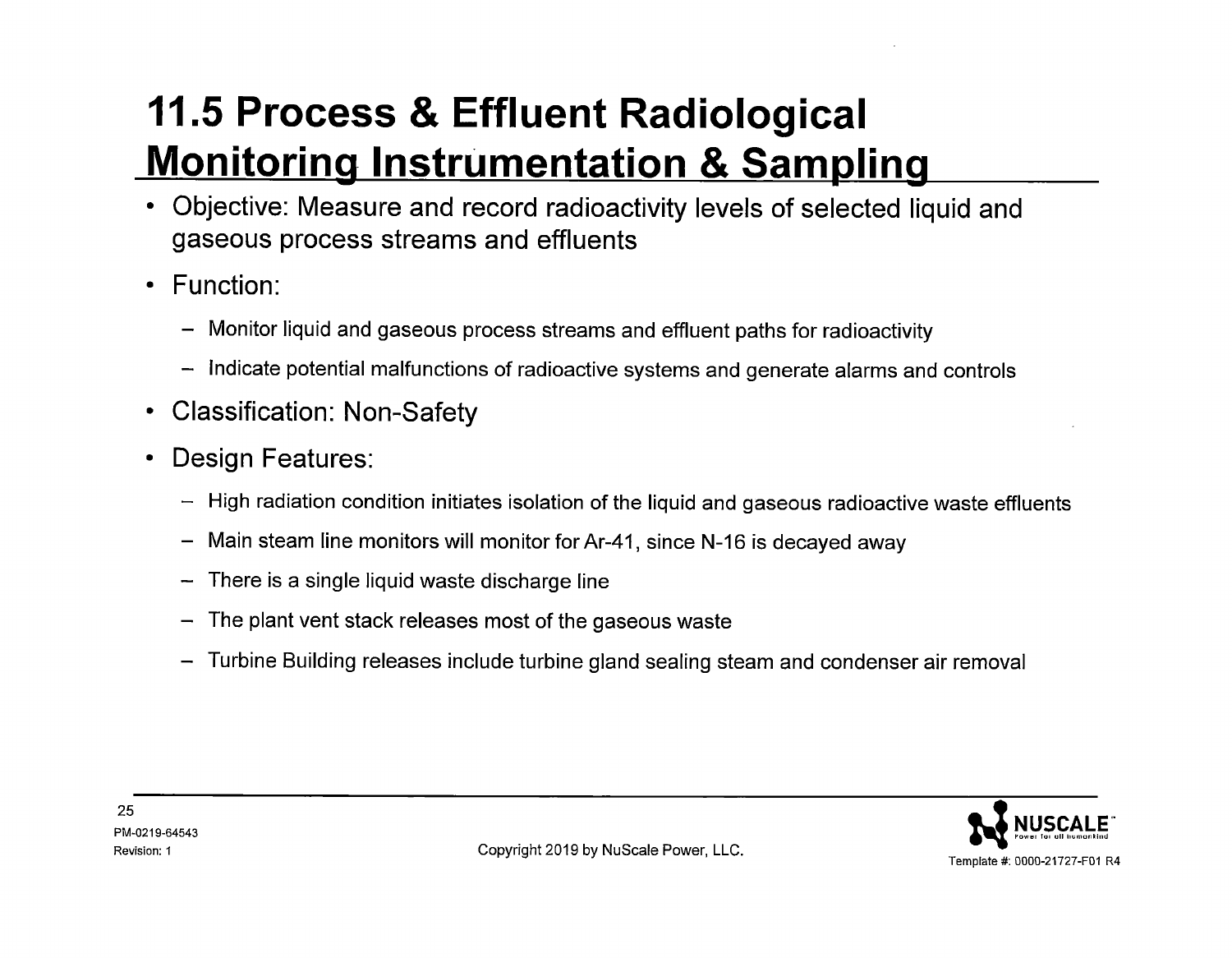# 11.5 Process & Effluent Radiological Monitoring Instrumentation & Sampling

- Objective: Measure and record radioactivity levels of selected liquid and gaseous process streams and effluents
- Function:
  - Monitor liquid and gaseous process streams and effluent paths for radioactivity
  - Indicate potential malfunctions of radioactive systems and generate alarms and controls
- Classification: Non-Safety
- Design Features:
  - High radiation condition initiates isolation of the liquid and gaseous radioactive waste effluents
  - Main steam line monitors will monitor for Ar-41, since N-16 is decayed away
  - There is a single liquid waste discharge line
  - The plant vent stack releases most of the gaseous waste
  - Turbine Building releases include turbine gland sealing steam and condenser air removal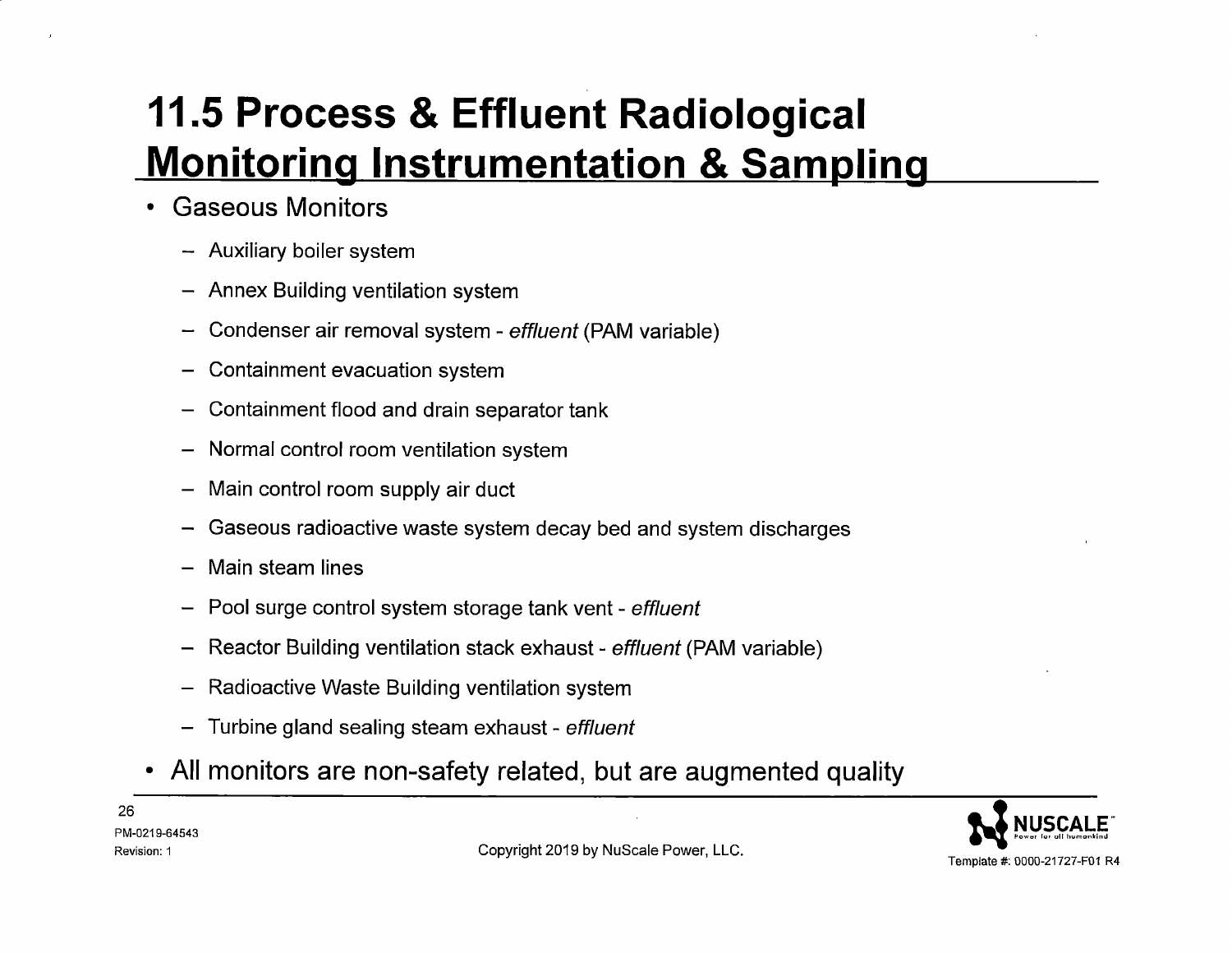# 11.5 Process & Effluent Radiological Monitoring Instrumentation & Sampling

- Gaseous Monitors
  - Auxiliary boiler system
  - Annex Building ventilation system
  - Condenser air removal system - *effluent* (PAM variable)
  - Containment evacuation system
  - Containment flood and drain separator tank
  - Normal control room ventilation system
  - Main control room supply air duct
  - Gaseous radioactive waste system decay bed and system discharges
  - Main steam lines
  - Pool surge control system storage tank vent - *effluent*
  - Reactor Building ventilation stack exhaust - *effluent* (PAM variable)
  - Radioactive Waste Building ventilation system
  - Turbine gland sealing steam exhaust - *effluent*
- All monitors are non-safety related, but are augmented quality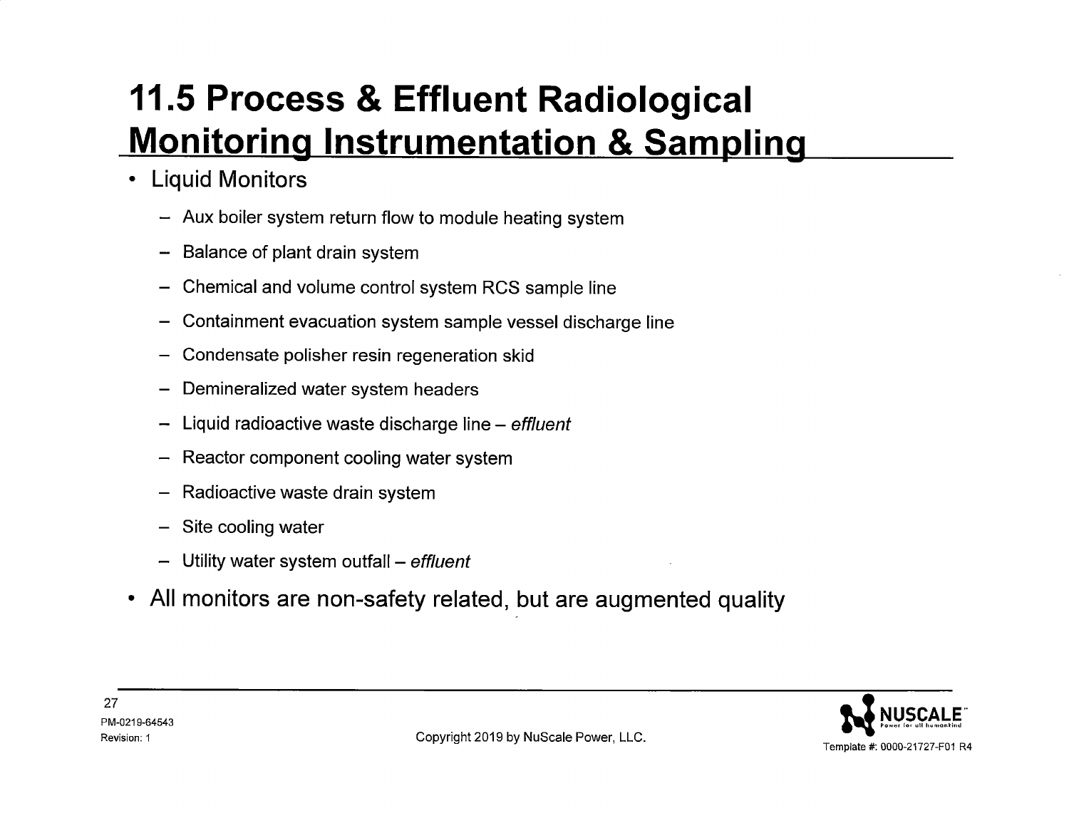# 11.5 Process & Effluent Radiological Monitoring Instrumentation & Sampling

- Liquid Monitors
  - Aux boiler system return flow to module heating system
  - Balance of plant drain system
  - Chemical and volume control system RCS sample line
  - Containment evacuation system sample vessel discharge line
  - Condensate polisher resin regeneration skid
  - Demineralized water system headers
  - Liquid radioactive waste discharge line – *effluent*
  - Reactor component cooling water system
  - Radioactive waste drain system
  - Site cooling water
  - Utility water system outfall – *effluent*
- All monitors are non-safety related, but are augmented quality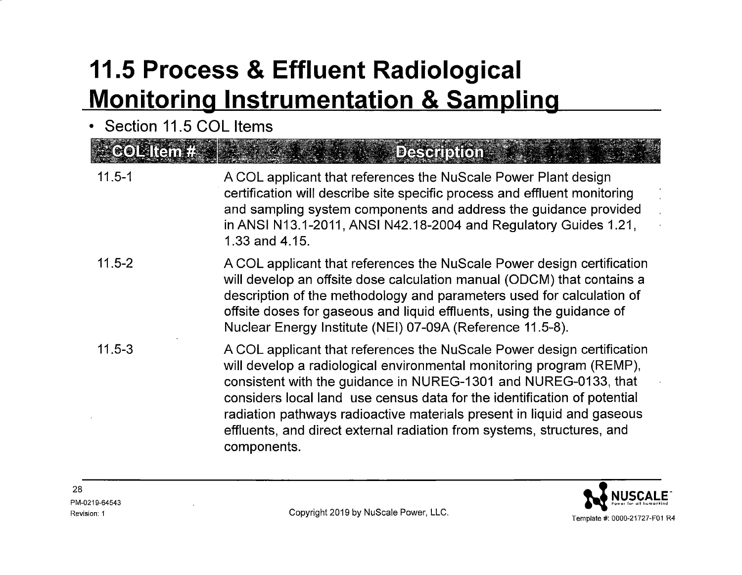# 11.5 Process & Effluent Radiological Monitoring Instrumentation & Sampling

- Section 11.5 COL Items

| COL Item # | Description |
|---|---|
| 11.5-1 | A COL applicant that references the NuScale Power Plant design certification will describe site specific process and effluent monitoring and sampling system components and address the guidance provided in ANSI N13.1-2011, ANSI N42.18-2004 and Regulatory Guides 1.21, 1.33 and 4.15. |
| 11.5-2 | A COL applicant that references the NuScale Power design certification will develop an offsite dose calculation manual (ODCM) that contains a description of the methodology and parameters used for calculation of offsite doses for gaseous and liquid effluents, using the guidance of Nuclear Energy Institute (NEI) 07-09A (Reference 11.5-8). |
| 11.5-3 | A COL applicant that references the NuScale Power design certification will develop a radiological environmental monitoring program (REMP), consistent with the guidance in NUREG-1301 and NUREG-0133, that considers local land use census data for the identification of potential radiation pathways radioactive materials present in liquid and gaseous effluents, and direct external radiation from systems, structures, and components. |

PM-0219-64543
Revision: 1

Copyright 2019 by NuScale Power, LLC.

Template #: 0000-21727-F01 R4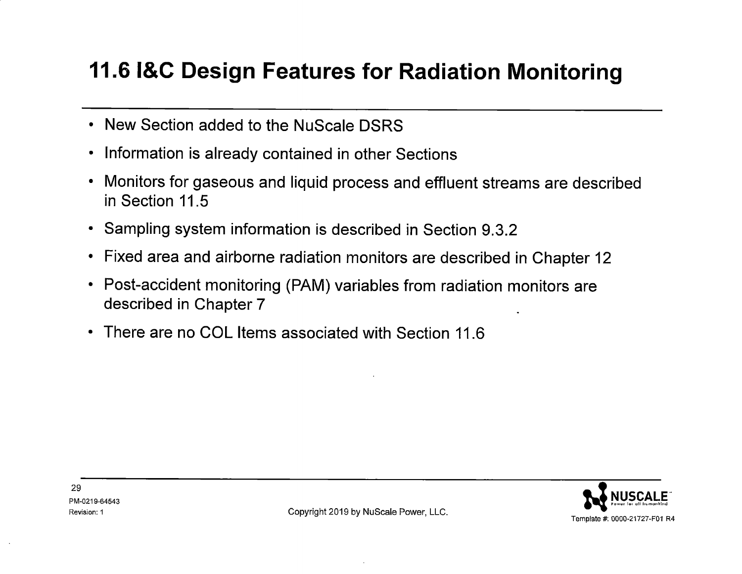# 11.6 I&C Design Features for Radiation Monitoring

- New Section added to the NuScale DSRS
- Information is already contained in other Sections
- Monitors for gaseous and liquid process and effluent streams are described in Section 11.5
- Sampling system information is described in Section 9.3.2
- Fixed area and airborne radiation monitors are described in Chapter 12
- Post-accident monitoring (PAM) variables from radiation monitors are described in Chapter 7
- There are no COL Items associated with Section 11.6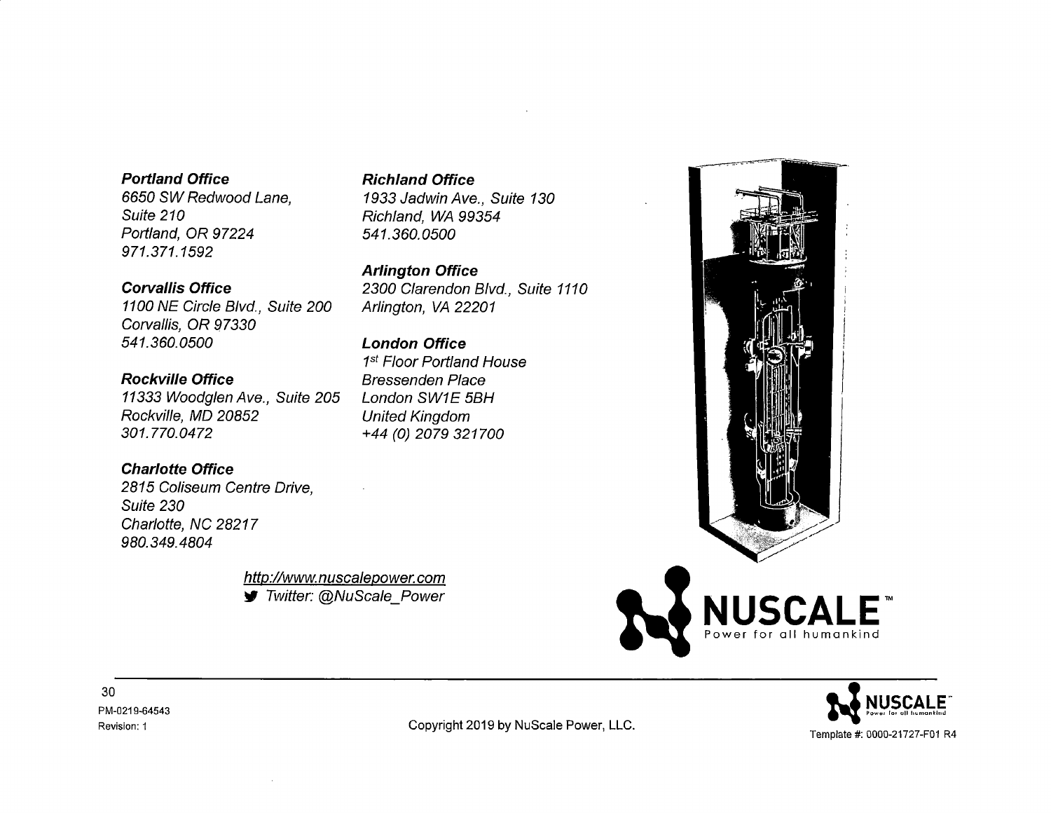**Portland Office**
*6650 SW Redwood Lane,*
*Suite 210*
*Portland, OR 97224*
*971.371.1592*

**Corvallis Office**
*1100 NE Circle Blvd., Suite 200*
*Corvallis, OR 97330*
*541.360.0500*

**Rockville Office**
*11333 Woodglen Ave., Suite 205*
*Rockville, MD 20852*
*301.770.0472*

**Charlotte Office**
*2815 Coliseum Centre Drive,*
*Suite 230*
*Charlotte, NC 28217*
*980.349.4804*

**Richland Office**
*1933 Jadwin Ave., Suite 130*
*Richland, WA 99354*
*541.360.0500*

**Arlington Office**
*2300 Clarendon Blvd., Suite 1110*
*Arlington, VA 22201*

**London Office**
*1st Floor Portland House*
*Bressenden Place*
*London SW1E 5BH*
*United Kingdom*
*+44 (0) 2079 321700*

*http://www.nuscalepower.com*
*Twitter: @NuScale_Power*

NUSCALE™
Power for all humankind

PM-0219-64543
Revision: 1

Copyright 2019 by NuScale Power, LLC.

Template #: 0000-21727-F01 R4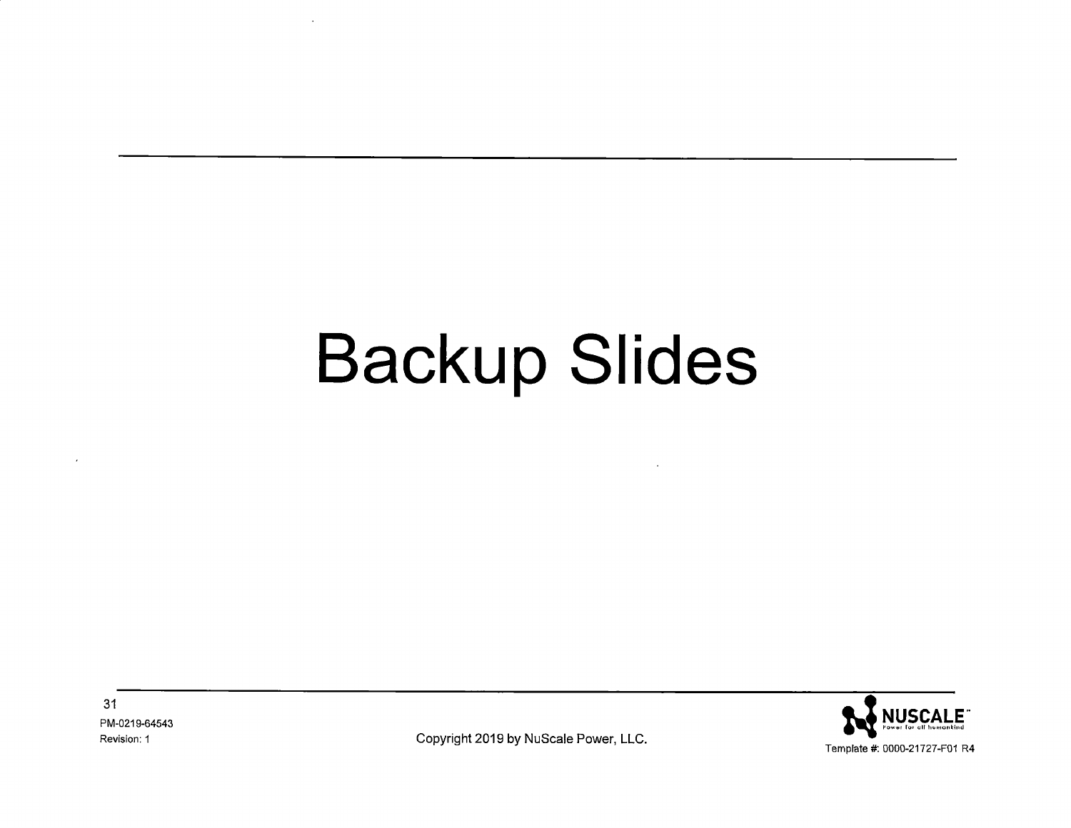# Backup Slides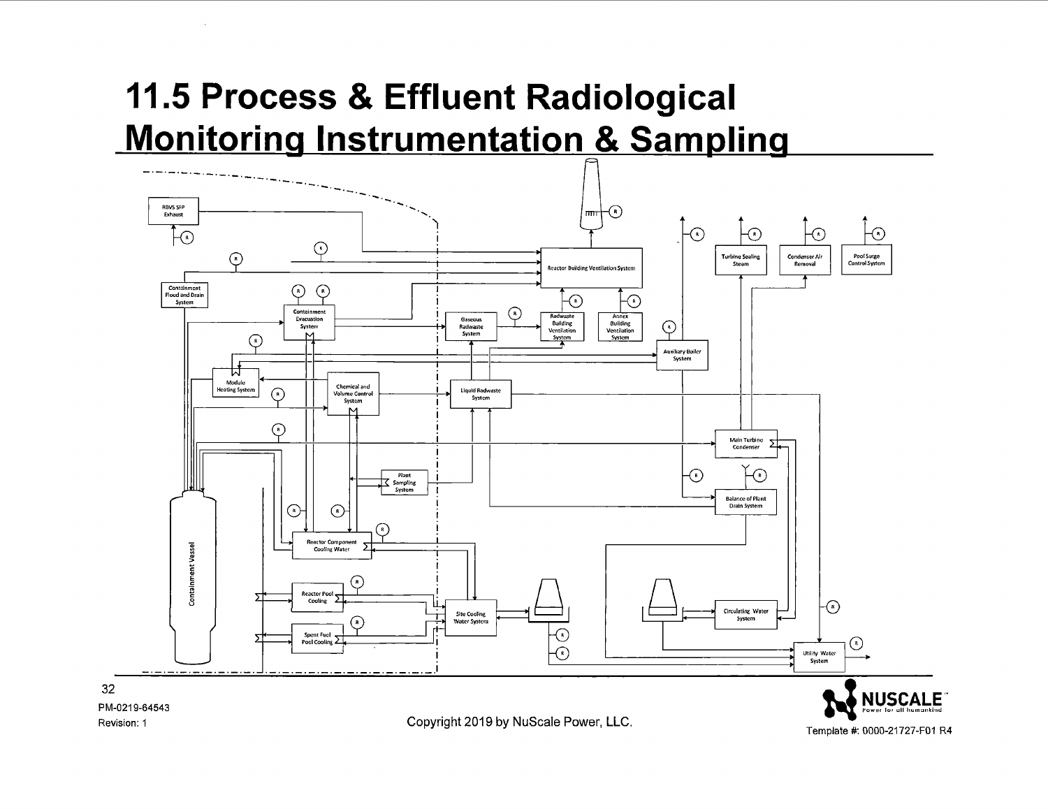# 11.5 Process & Effluent Radiological Monitoring Instrumentation & Sampling

RBVS SFP Exhaust

R

Containment Flood and Drain System

Containment Evacuation System

Reactor Building Ventilation System

Gaseous Radwaste System

Radwaste Building Ventilation System

Annex Building Ventilation System

Turbine Sealing Steam

Condenser Air Removal

Pool Surge Control System

Auxiliary Boiler System

Module Heating System

Chemical and Volume Control System

Liquid Radwaste System

Main Turbine Condenser

Plant Sampling System

Balance of Plant Drain System

Containment Vessel

Reactor Component Cooling Water

Reactor Pool Cooling

Spent Fuel Pool Cooling

Site Cooling Water System

Circulating Water System

Utility Water System

PM-0219-64543

Revision: 1

Copyright 2019 by NuScale Power, LLC.

Template #: 0000-21727-F01 R4